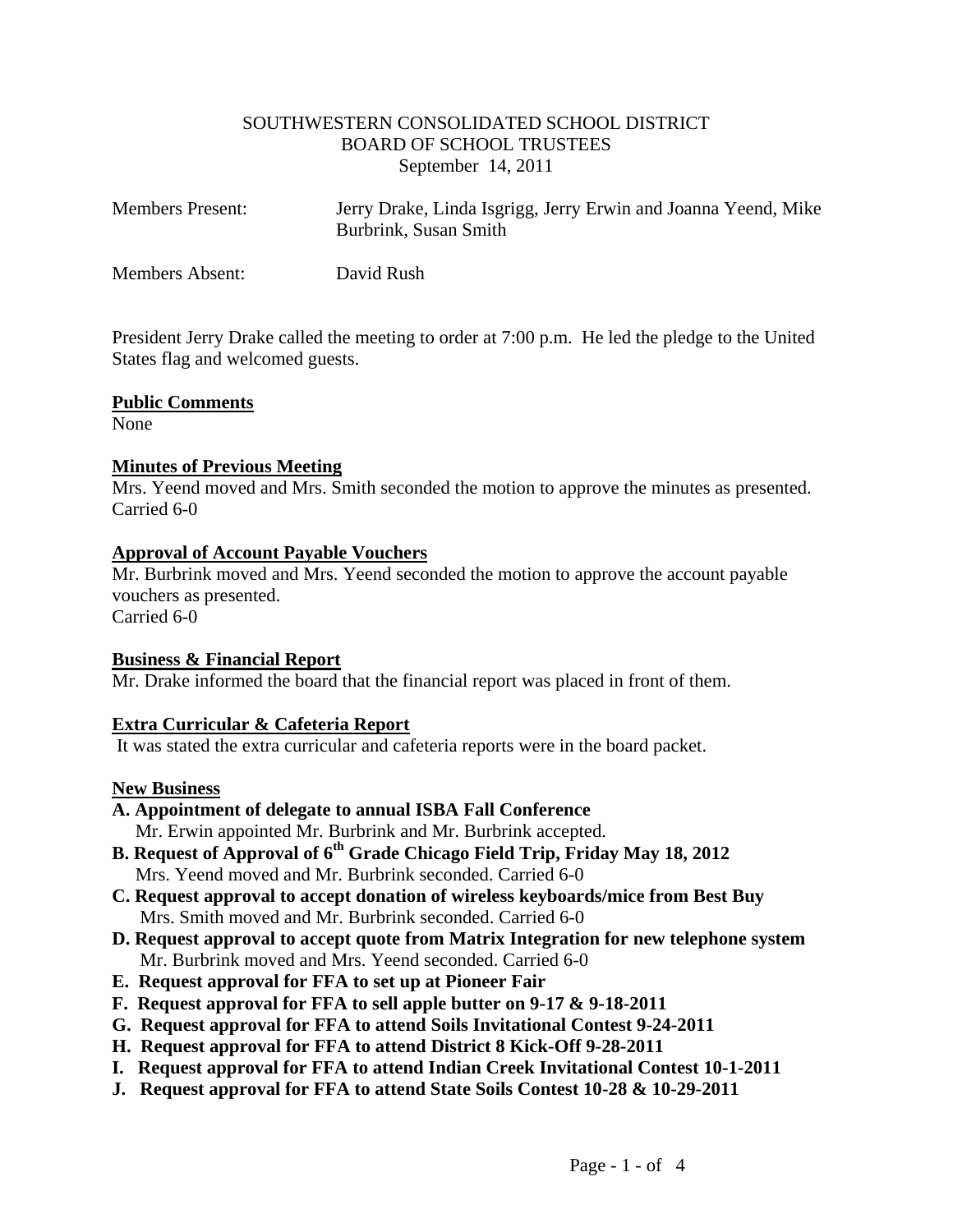SOUTHWESTERN CONSOLIDATED SCHOOL DISTRICT
BOARD OF SCHOOL TRUSTEES
September 14, 2011

Members Present: Jerry Drake, Linda Isgrigg, Jerry Erwin and Joanna Yeend, Mike Burbrink, Susan Smith

Members Absent: David Rush

President Jerry Drake called the meeting to order at 7:00 p.m. He led the pledge to the United States flag and welcomed guests.

**Public Comments**
None

**Minutes of Previous Meeting**
Mrs. Yeend moved and Mrs. Smith seconded the motion to approve the minutes as presented.
Carried 6-0

**Approval of Account Payable Vouchers**
Mr. Burbrink moved and Mrs. Yeend seconded the motion to approve the account payable vouchers as presented.
Carried 6-0

**Business & Financial Report**
Mr. Drake informed the board that the financial report was placed in front of them.

**Extra Curricular & Cafeteria Report**
It was stated the extra curricular and cafeteria reports were in the board packet.

**New Business**

**A. Appointment of delegate to annual ISBA Fall Conference**
Mr. Erwin appointed Mr. Burbrink and Mr. Burbrink accepted.

**B. Request of Approval of 6th Grade Chicago Field Trip, Friday May 18, 2012**
Mrs. Yeend moved and Mr. Burbrink seconded. Carried 6-0

**C. Request approval to accept donation of wireless keyboards/mice from Best Buy**
Mrs. Smith moved and Mr. Burbrink seconded. Carried 6-0

**D. Request approval to accept quote from Matrix Integration for new telephone system**
Mr. Burbrink moved and Mrs. Yeend seconded. Carried 6-0

**E. Request approval for FFA to set up at Pioneer Fair**

**F. Request approval for FFA to sell apple butter on 9-17 & 9-18-2011**

**G. Request approval for FFA to attend Soils Invitational Contest 9-24-2011**

**H. Request approval for FFA to attend District 8 Kick-Off 9-28-2011**

**I. Request approval for FFA to attend Indian Creek Invitational Contest 10-1-2011**

**J. Request approval for FFA to attend State Soils Contest 10-28 & 10-29-2011**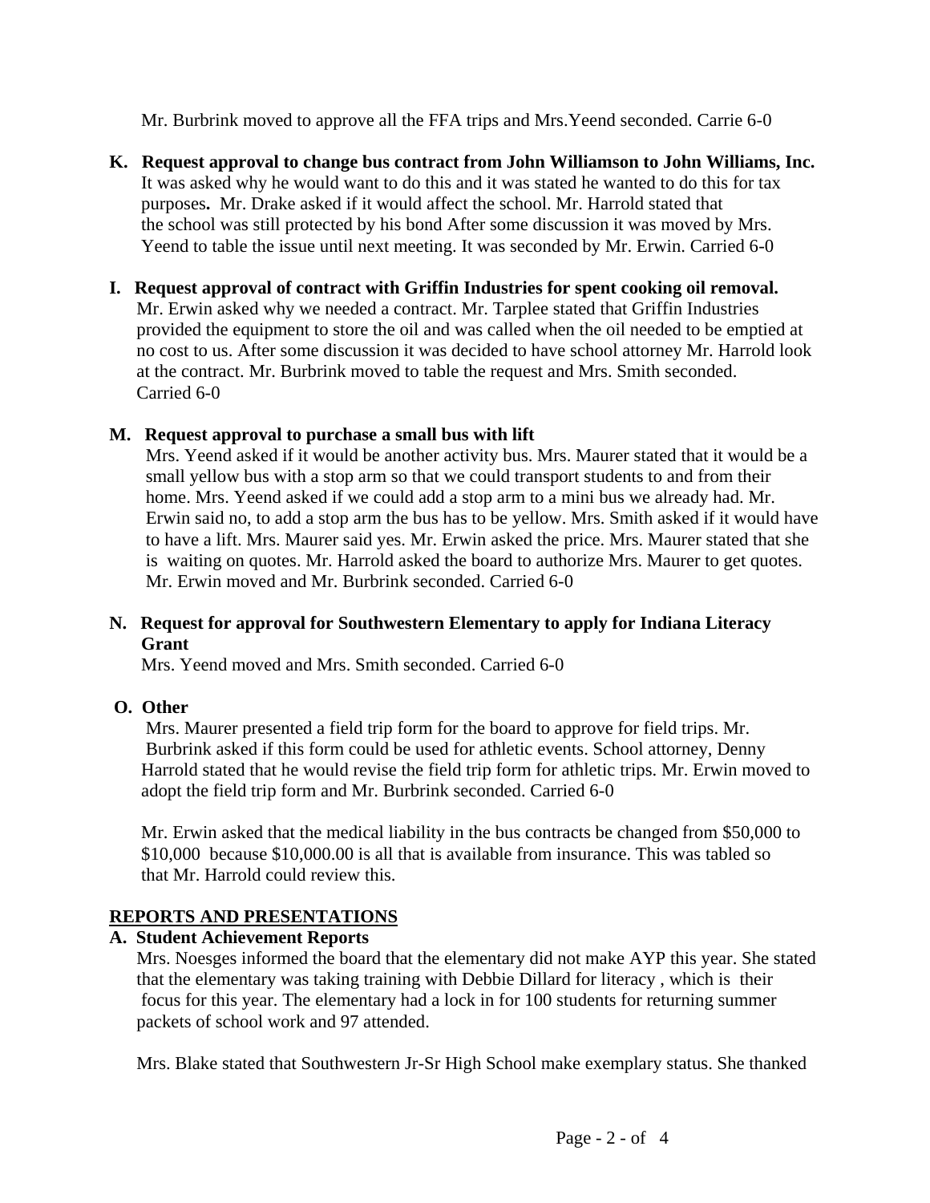Mr. Burbrink moved to approve all the FFA trips and Mrs.Yeend seconded. Carrie 6-0

**K. Request approval to change bus contract from John Williamson to John Williams, Inc.**

It was asked why he would want to do this and it was stated he wanted to do this for tax purposes**.** Mr. Drake asked if it would affect the school. Mr. Harrold stated that the school was still protected by his bond After some discussion it was moved by Mrs. Yeend to table the issue until next meeting. It was seconded by Mr. Erwin. Carried 6-0

**I. Request approval of contract with Griffin Industries for spent cooking oil removal.**

Mr. Erwin asked why we needed a contract. Mr. Tarplee stated that Griffin Industries provided the equipment to store the oil and was called when the oil needed to be emptied at no cost to us. After some discussion it was decided to have school attorney Mr. Harrold look at the contract. Mr. Burbrink moved to table the request and Mrs. Smith seconded. Carried 6-0

**M. Request approval to purchase a small bus with lift**

Mrs. Yeend asked if it would be another activity bus. Mrs. Maurer stated that it would be a small yellow bus with a stop arm so that we could transport students to and from their home. Mrs. Yeend asked if we could add a stop arm to a mini bus we already had. Mr. Erwin said no, to add a stop arm the bus has to be yellow. Mrs. Smith asked if it would have to have a lift. Mrs. Maurer said yes. Mr. Erwin asked the price. Mrs. Maurer stated that she is waiting on quotes. Mr. Harrold asked the board to authorize Mrs. Maurer to get quotes. Mr. Erwin moved and Mr. Burbrink seconded. Carried 6-0

**N. Request for approval for Southwestern Elementary to apply for Indiana Literacy Grant**

Mrs. Yeend moved and Mrs. Smith seconded. Carried 6-0

**O. Other**

Mrs. Maurer presented a field trip form for the board to approve for field trips. Mr. Burbrink asked if this form could be used for athletic events. School attorney, Denny Harrold stated that he would revise the field trip form for athletic trips. Mr. Erwin moved to adopt the field trip form and Mr. Burbrink seconded. Carried 6-0

Mr. Erwin asked that the medical liability in the bus contracts be changed from $50,000 to $10,000 because $10,000.00 is all that is available from insurance. This was tabled so that Mr. Harrold could review this.

## REPORTS AND PRESENTATIONS

**A. Student Achievement Reports**

Mrs. Noesges informed the board that the elementary did not make AYP this year. She stated that the elementary was taking training with Debbie Dillard for literacy , which is their focus for this year. The elementary had a lock in for 100 students for returning summer packets of school work and 97 attended.

Mrs. Blake stated that Southwestern Jr-Sr High School make exemplary status. She thanked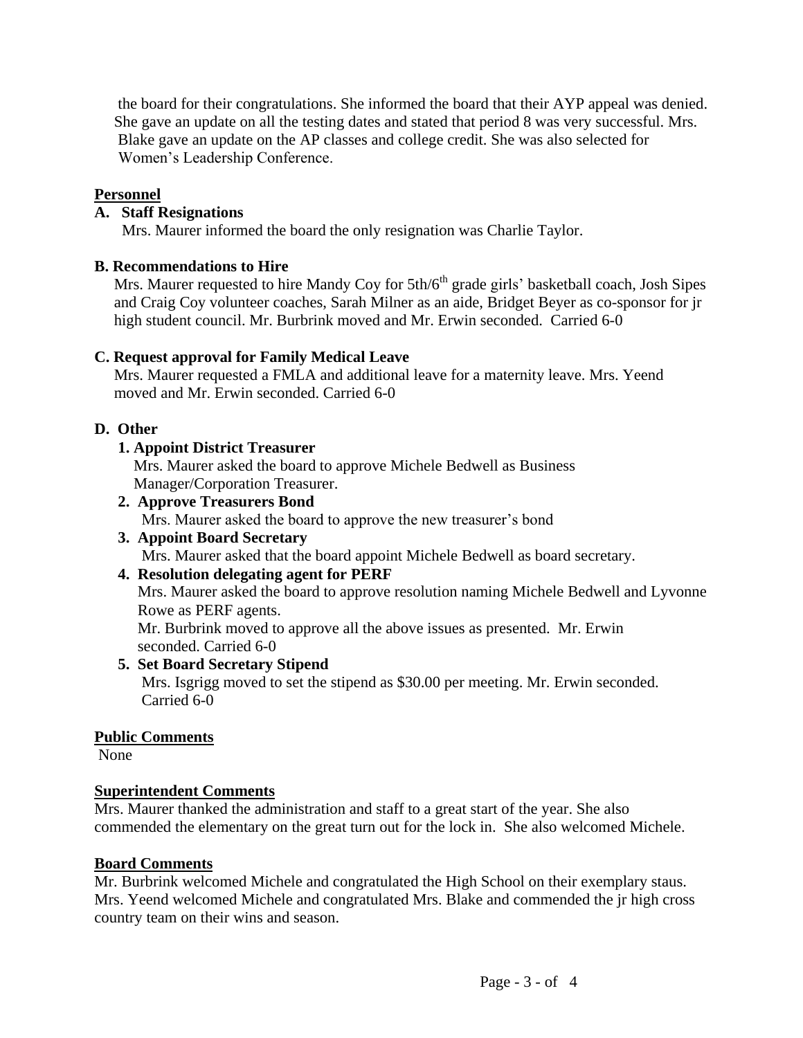the board for their congratulations. She informed the board that their AYP appeal was denied. She gave an update on all the testing dates and stated that period 8 was very successful. Mrs. Blake gave an update on the AP classes and college credit. She was also selected for Women's Leadership Conference.

## Personnel

**A. Staff Resignations**

Mrs. Maurer informed the board the only resignation was Charlie Taylor.

**B. Recommendations to Hire**

Mrs. Maurer requested to hire Mandy Coy for 5th/6th grade girls' basketball coach, Josh Sipes and Craig Coy volunteer coaches, Sarah Milner as an aide, Bridget Beyer as co-sponsor for jr high student council. Mr. Burbrink moved and Mr. Erwin seconded. Carried 6-0

**C. Request approval for Family Medical Leave**

Mrs. Maurer requested a FMLA and additional leave for a maternity leave. Mrs. Yeend moved and Mr. Erwin seconded. Carried 6-0

**D. Other**

**1. Appoint District Treasurer**

Mrs. Maurer asked the board to approve Michele Bedwell as Business Manager/Corporation Treasurer.

**2. Approve Treasurers Bond**

Mrs. Maurer asked the board to approve the new treasurer's bond

**3. Appoint Board Secretary**

Mrs. Maurer asked that the board appoint Michele Bedwell as board secretary.

**4. Resolution delegating agent for PERF**

Mrs. Maurer asked the board to approve resolution naming Michele Bedwell and Lyvonne Rowe as PERF agents.

Mr. Burbrink moved to approve all the above issues as presented. Mr. Erwin seconded. Carried 6-0

**5. Set Board Secretary Stipend**

Mrs. Isgrigg moved to set the stipend as $30.00 per meeting. Mr. Erwin seconded. Carried 6-0

## Public Comments

None

## Superintendent Comments

Mrs. Maurer thanked the administration and staff to a great start of the year. She also commended the elementary on the great turn out for the lock in. She also welcomed Michele.

## Board Comments

Mr. Burbrink welcomed Michele and congratulated the High School on their exemplary staus. Mrs. Yeend welcomed Michele and congratulated Mrs. Blake and commended the jr high cross country team on their wins and season.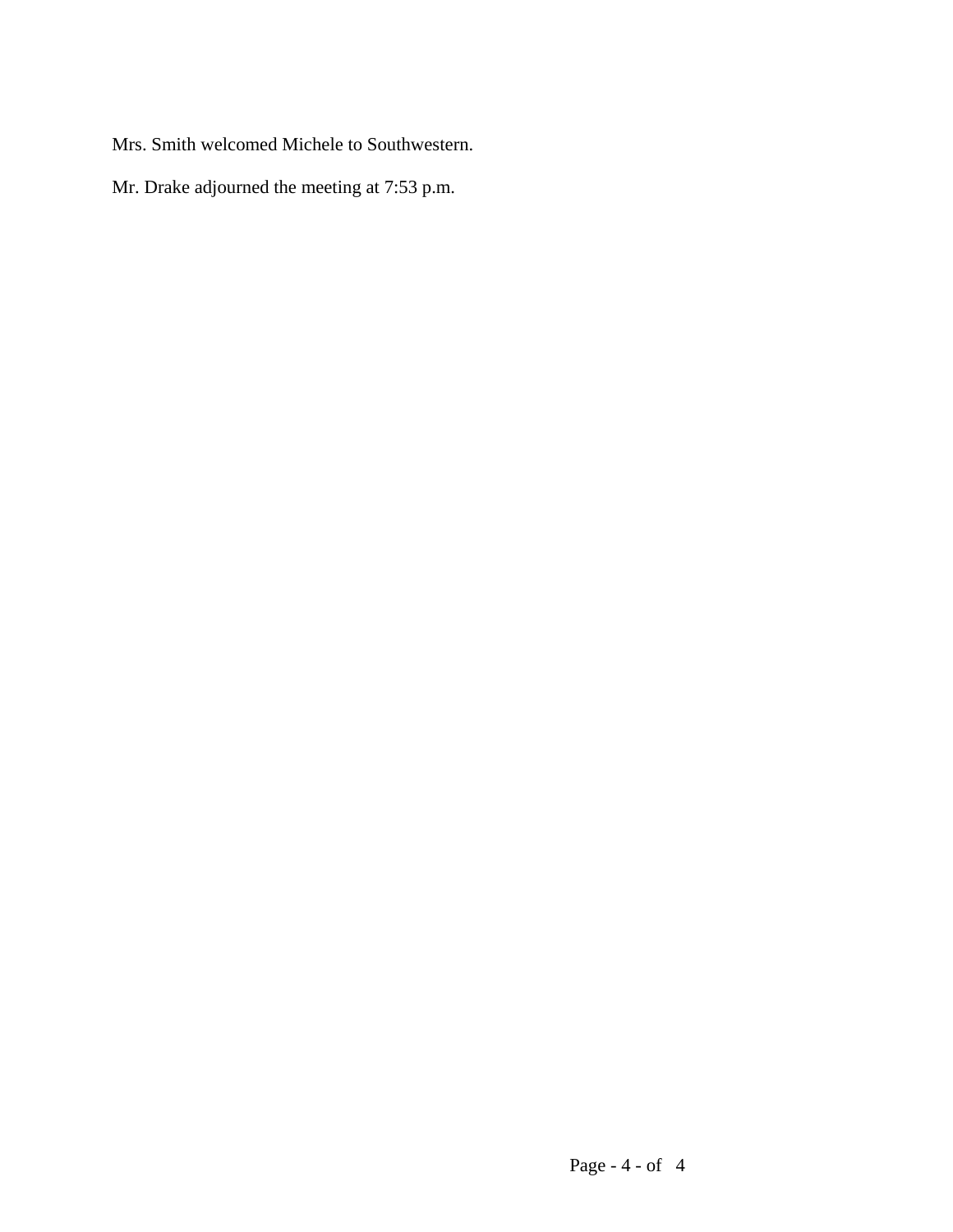Mrs. Smith welcomed Michele to Southwestern.

Mr. Drake adjourned the meeting at 7:53 p.m.